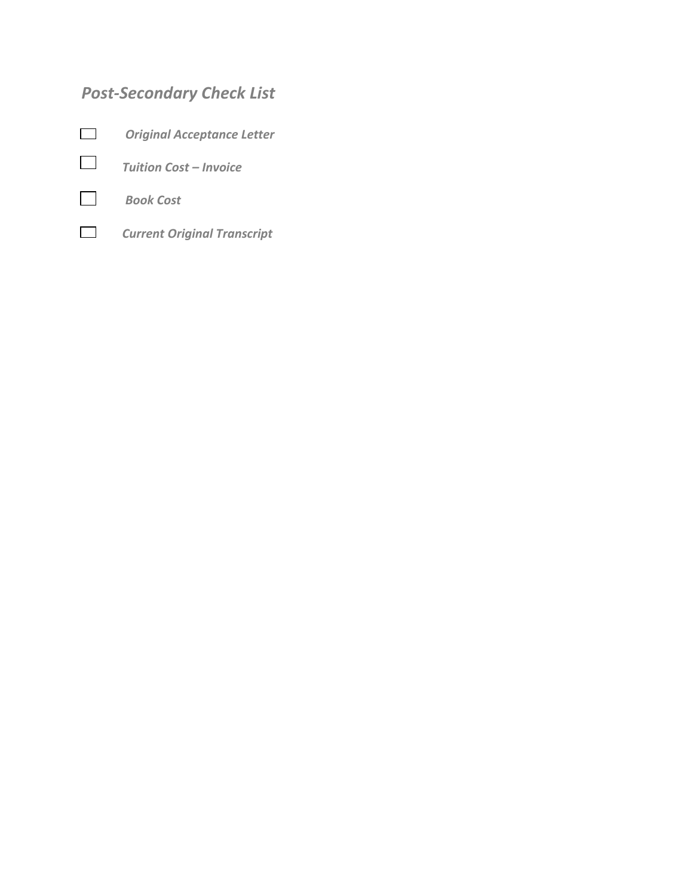## *Post-Secondary Check List*

- [ ] ***Original Acceptance Letter***
- [ ] ***Tuition Cost – Invoice***
- [ ] ***Book Cost***
- [ ] ***Current Original Transcript***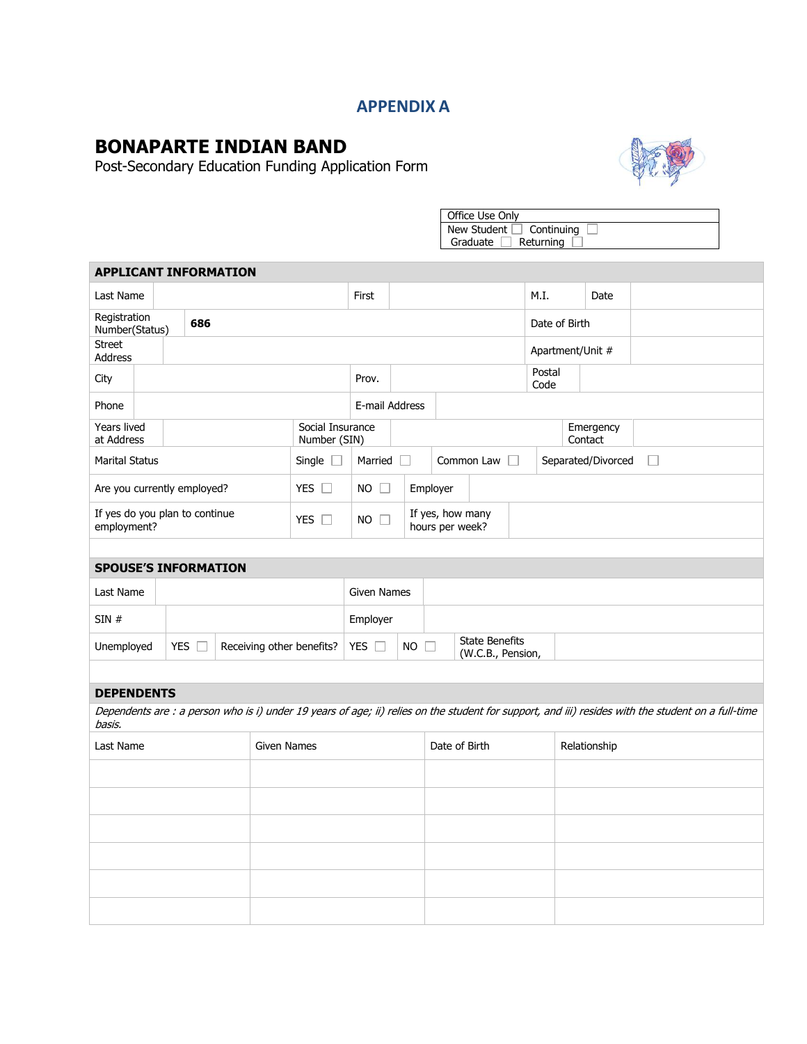# APPENDIX A

# BONAPARTE INDIAN BAND

Post-Secondary Education Funding Application Form

| Office Use Only | |
|---|---|
| New Student ☐ | Continuing ☐ |
| Graduate ☐ | Returning ☐ |

## APPLICANT INFORMATION

| | | | | | | | |
|---|---|---|---|---|---|---|---|
| Last Name | | First | | M.I. | | Date | |
| Registration Number(Status) | **686** | | | | | Date of Birth | |
| Street Address | | | | | | Apartment/Unit # | |
| City | | Prov. | | | | Postal Code | |
| Phone | | E-mail Address | | | | | |
| Years lived at Address | | Social Insurance Number (SIN) | | | | Emergency Contact | |
| Marital Status | | Single ☐ | Married ☐ | Common Law ☐ | | Separated/Divorced ☐ | |
| Are you currently employed? | | YES ☐ | NO ☐ | Employer | | | |
| If yes do you plan to continue employment? | | YES ☐ | NO ☐ | If yes, how many hours per week? | | | |

## SPOUSE'S INFORMATION

| | | | | | | | |
|---|---|---|---|---|---|---|---|
| Last Name | | | Given Names | | | | |
| SIN # | | | Employer | | | | |
| Unemployed | YES ☐ | Receiving other benefits? | YES ☐ | NO ☐ | State Benefits (W.C.B., Pension, | | |

## DEPENDENTS

*Dependents are : a person who is i) under 19 years of age; ii) relies on the student for support, and iii) resides with the student on a full-time basis.*

| Last Name | Given Names | Date of Birth | Relationship |
|---|---|---|---|
| | | | |
| | | | |
| | | | |
| | | | |
| | | | |
| | | | |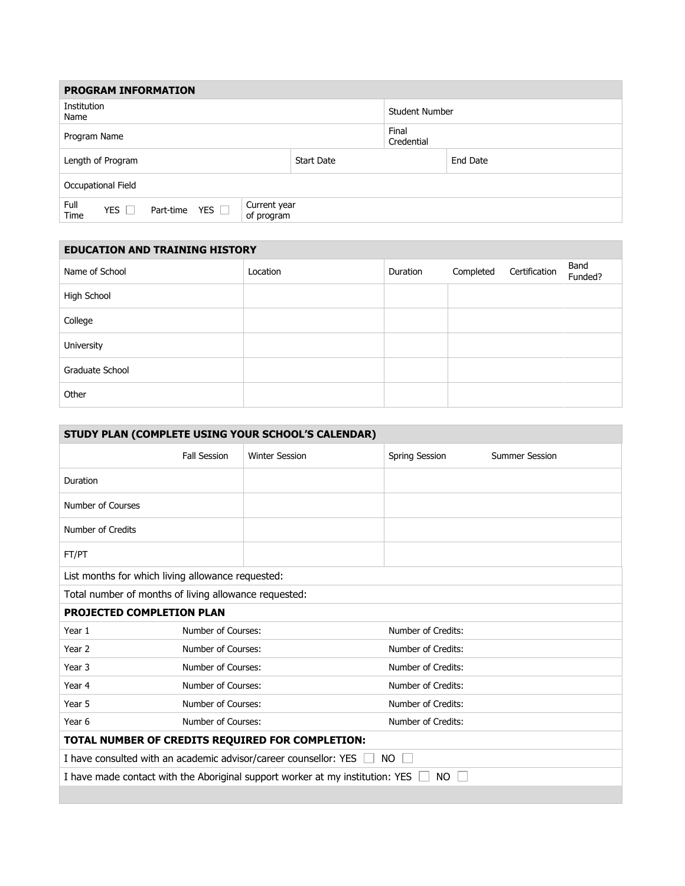| PROGRAM INFORMATION | | | |
|---|---|---|---|
| Institution Name | | Student Number | |
| Program Name | | Final Credential | |
| Length of Program | Start Date | | End Date |
| Occupational Field | | | |
| Full Time YES ☐ Part-time YES ☐ | Current year of program | | |

| EDUCATION AND TRAINING HISTORY | | | | | |
|---|---|---|---|---|---|
| Name of School | Location | Duration | Completed | Certification | Band Funded? |
| High School | | | | | |
| College | | | | | |
| University | | | | | |
| Graduate School | | | | | |
| Other | | | | | |

| STUDY PLAN (COMPLETE USING YOUR SCHOOL'S CALENDAR) | | | | |
|---|---|---|---|---|
| | Fall Session | Winter Session | Spring Session | Summer Session |
| Duration | | | | |
| Number of Courses | | | | |
| Number of Credits | | | | |
| FT/PT | | | | |
| List months for which living allowance requested: | | | | |
| Total number of months of living allowance requested: | | | | |
| **PROJECTED COMPLETION PLAN** | | | | |
| Year 1 | Number of Courses: | | Number of Credits: | |
| Year 2 | Number of Courses: | | Number of Credits: | |
| Year 3 | Number of Courses: | | Number of Credits: | |
| Year 4 | Number of Courses: | | Number of Credits: | |
| Year 5 | Number of Courses: | | Number of Credits: | |
| Year 6 | Number of Courses: | | Number of Credits: | |
| **TOTAL NUMBER OF CREDITS REQUIRED FOR COMPLETION:** | | | | |
| I have consulted with an academic advisor/career counsellor: YES ☐ NO ☐ | | | | |
| I have made contact with the Aboriginal support worker at my institution: YES ☐ NO ☐ | | | | |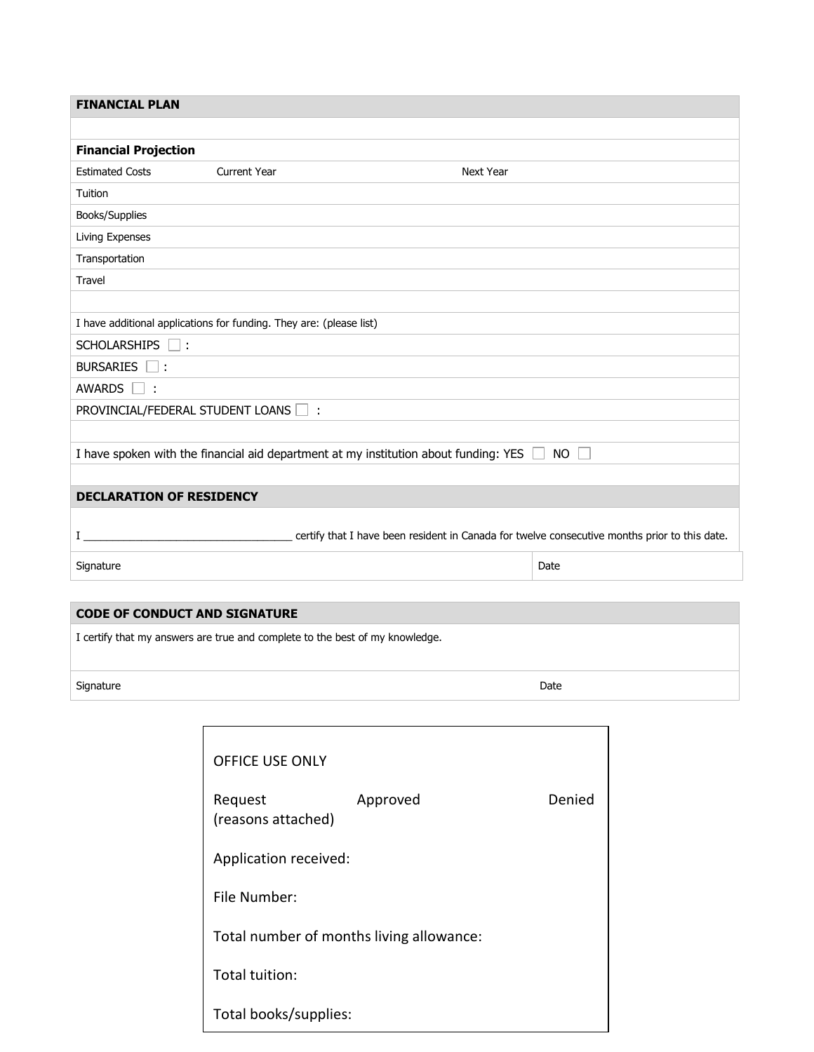## FINANCIAL PLAN

**Financial Projection**

| Estimated Costs | Current Year | Next Year |
|---|---|---|
| Tuition | | |
| Books/Supplies | | |
| Living Expenses | | |
| Transportation | | |
| Travel | | |

I have additional applications for funding. They are: (please list)

SCHOLARSHIPS ☐ :

BURSARIES ☐ :

AWARDS ☐ :

PROVINCIAL/FEDERAL STUDENT LOANS ☐ :

I have spoken with the financial aid department at my institution about funding: YES ☐ NO ☐

## DECLARATION OF RESIDENCY

I ___________________________________ certify that I have been resident in Canada for twelve consecutive months prior to this date.

| Signature | Date |
|---|---|

## CODE OF CONDUCT AND SIGNATURE

I certify that my answers are true and complete to the best of my knowledge.

| Signature | Date |
|---|---|

OFFICE USE ONLY

Request Approved Denied (reasons attached)

Application received:

File Number:

Total number of months living allowance:

Total tuition:

Total books/supplies: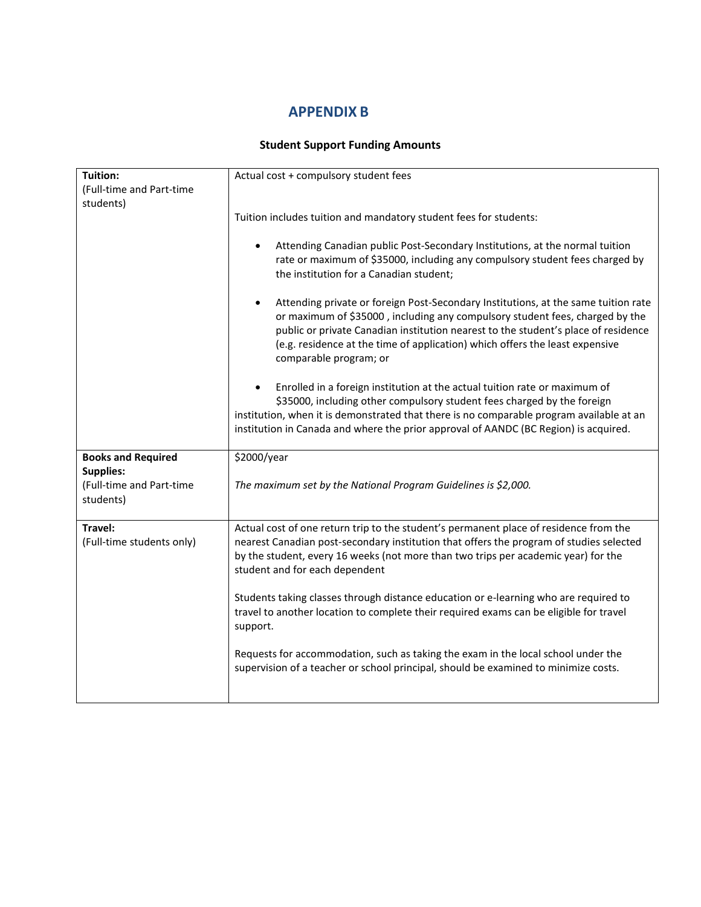## APPENDIX B

### Student Support Funding Amounts

| | |
|---|---|
| **Tuition:**<br>(Full-time and Part-time students) | Actual cost + compulsory student fees<br><br>Tuition includes tuition and mandatory student fees for students:<br><br>• Attending Canadian public Post-Secondary Institutions, at the normal tuition rate or maximum of $35000, including any compulsory student fees charged by the institution for a Canadian student;<br><br>• Attending private or foreign Post-Secondary Institutions, at the same tuition rate or maximum of $35000 , including any compulsory student fees, charged by the public or private Canadian institution nearest to the student's place of residence (e.g. residence at the time of application) which offers the least expensive comparable program; or<br><br>• Enrolled in a foreign institution at the actual tuition rate or maximum of $35000, including other compulsory student fees charged by the foreign institution, when it is demonstrated that there is no comparable program available at an institution in Canada and where the prior approval of AANDC (BC Region) is acquired. |
| **Books and Required Supplies:**<br>(Full-time and Part-time students) | $2000/year<br><br>*The maximum set by the National Program Guidelines is $2,000.* |
| **Travel:**<br>(Full-time students only) | Actual cost of one return trip to the student's permanent place of residence from the nearest Canadian post-secondary institution that offers the program of studies selected by the student, every 16 weeks (not more than two trips per academic year) for the student and for each dependent<br><br>Students taking classes through distance education or e-learning who are required to travel to another location to complete their required exams can be eligible for travel support.<br><br>Requests for accommodation, such as taking the exam in the local school under the supervision of a teacher or school principal, should be examined to minimize costs. |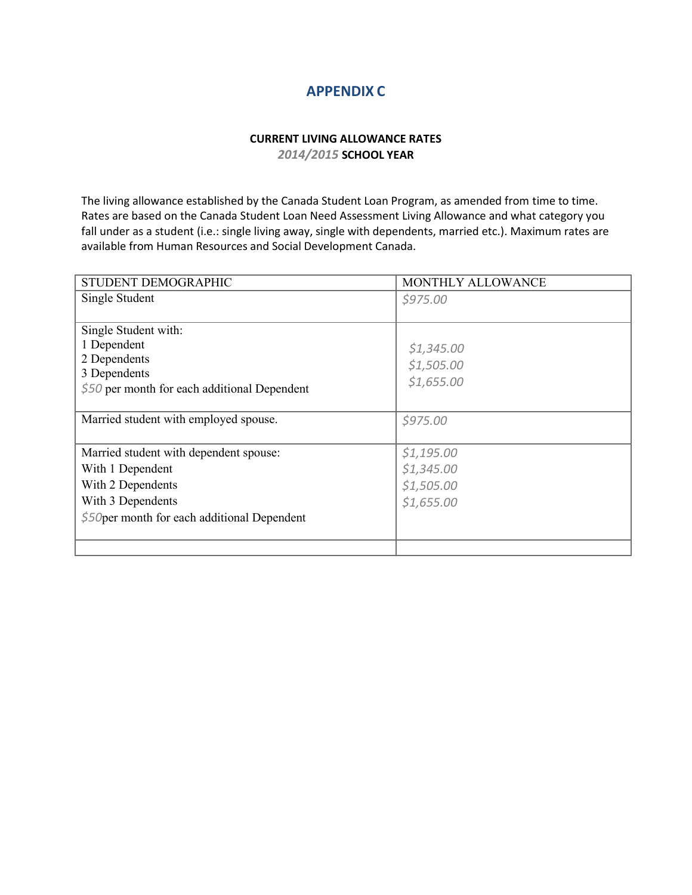# APPENDIX C

**CURRENT LIVING ALLOWANCE RATES**
***2014/2015* SCHOOL YEAR**

The living allowance established by the Canada Student Loan Program, as amended from time to time. Rates are based on the Canada Student Loan Need Assessment Living Allowance and what category you fall under as a student (i.e.: single living away, single with dependents, married etc.). Maximum rates are available from Human Resources and Social Development Canada.

| STUDENT DEMOGRAPHIC | MONTHLY ALLOWANCE |
| --- | --- |
| Single Student | *$975.00* |
| Single Student with:<br>1 Dependent<br>2 Dependents<br>3 Dependents<br>*$50* per month for each additional Dependent | <br>*$1,345.00*<br>*$1,505.00*<br>*$1,655.00* |
| Married student with employed spouse. | *$975.00* |
| Married student with dependent spouse:<br>With 1 Dependent<br>With 2 Dependents<br>With 3 Dependents<br>*$50*per month for each additional Dependent | *$1,195.00*<br>*$1,345.00*<br>*$1,505.00*<br>*$1,655.00* |
| | |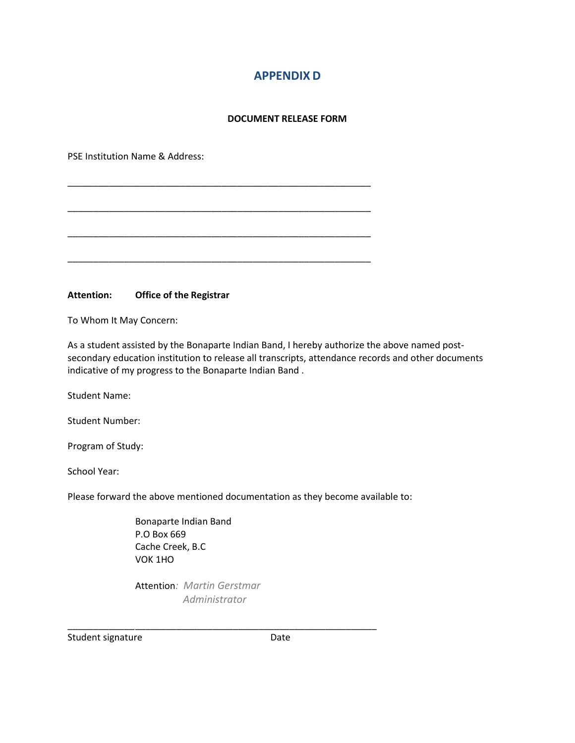## APPENDIX D

**DOCUMENT RELEASE FORM**

PSE Institution Name & Address:

____________________________________________________________

____________________________________________________________

____________________________________________________________

____________________________________________________________

**Attention: Office of the Registrar**

To Whom It May Concern:

As a student assisted by the Bonaparte Indian Band, I hereby authorize the above named post-secondary education institution to release all transcripts, attendance records and other documents indicative of my progress to the Bonaparte Indian Band .

Student Name:

Student Number:

Program of Study:

School Year:

Please forward the above mentioned documentation as they become available to:

Bonaparte Indian Band
P.O Box 669
Cache Creek, B.C
VOK 1HO

Attention*: Martin Gerstmar*
*Administrator*

______________________________________________________________

Student signature Date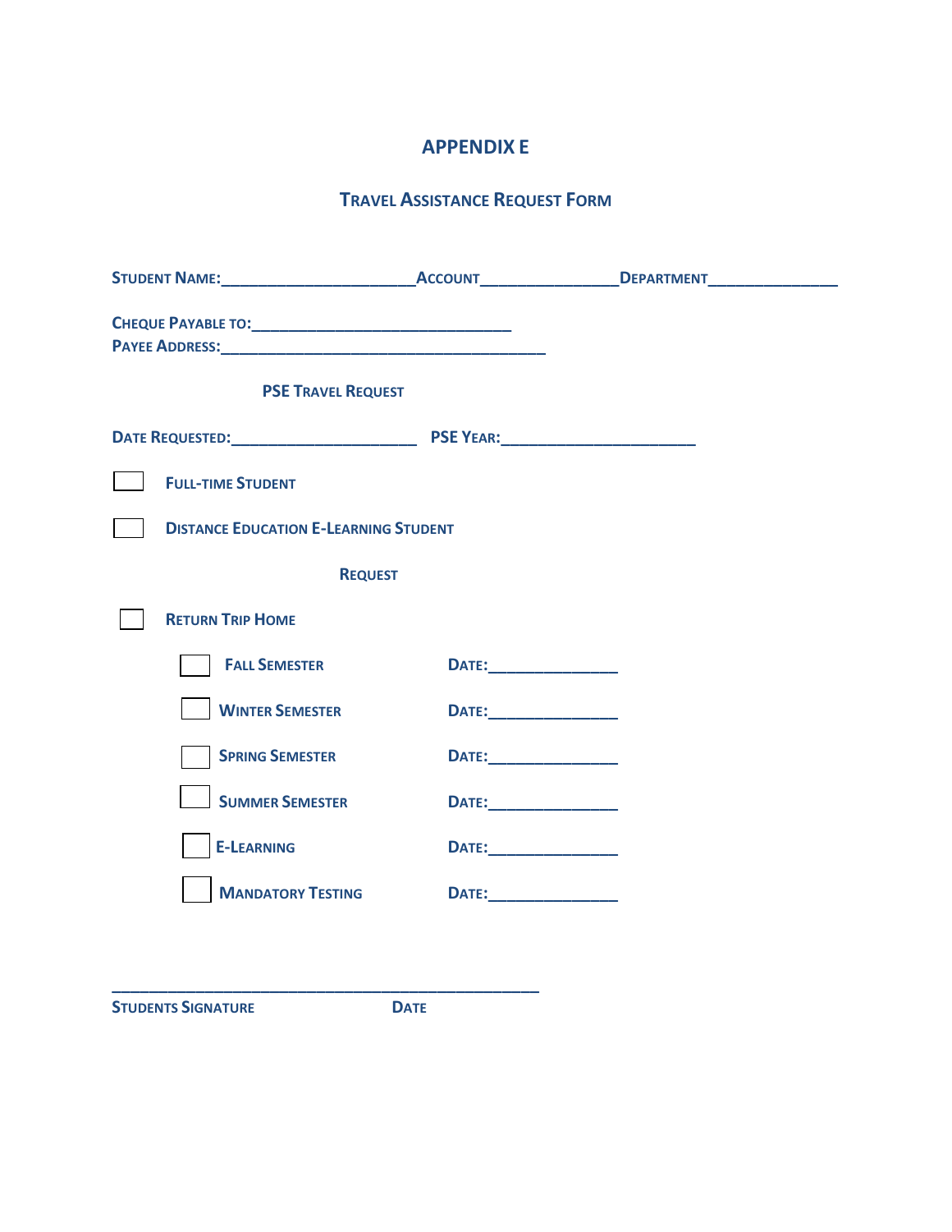# APPENDIX E

## Travel Assistance Request Form

**Student Name:**______________________ **Account**________________ **Department**_______________

**Cheque Payable to:**_____________________________

**Payee Address:**_____________________________________

### PSE Travel Request

**Date Requested:**_____________________ **PSE Year:**______________________

☐ **Full-time Student**

☐ **Distance Education E-Learning Student**

### Request

☐ **Return Trip Home**

- ☐ **Fall Semester** **Date:**_______________
- ☐ **Winter Semester** **Date:**_______________
- ☐ **Spring Semester** **Date:**_______________
- ☐ **Summer Semester** **Date:**_______________
- ☐ **E-Learning** **Date:**_______________
- ☐ **Mandatory Testing** **Date:**_______________

_________________________________________________

**Students Signature** **Date**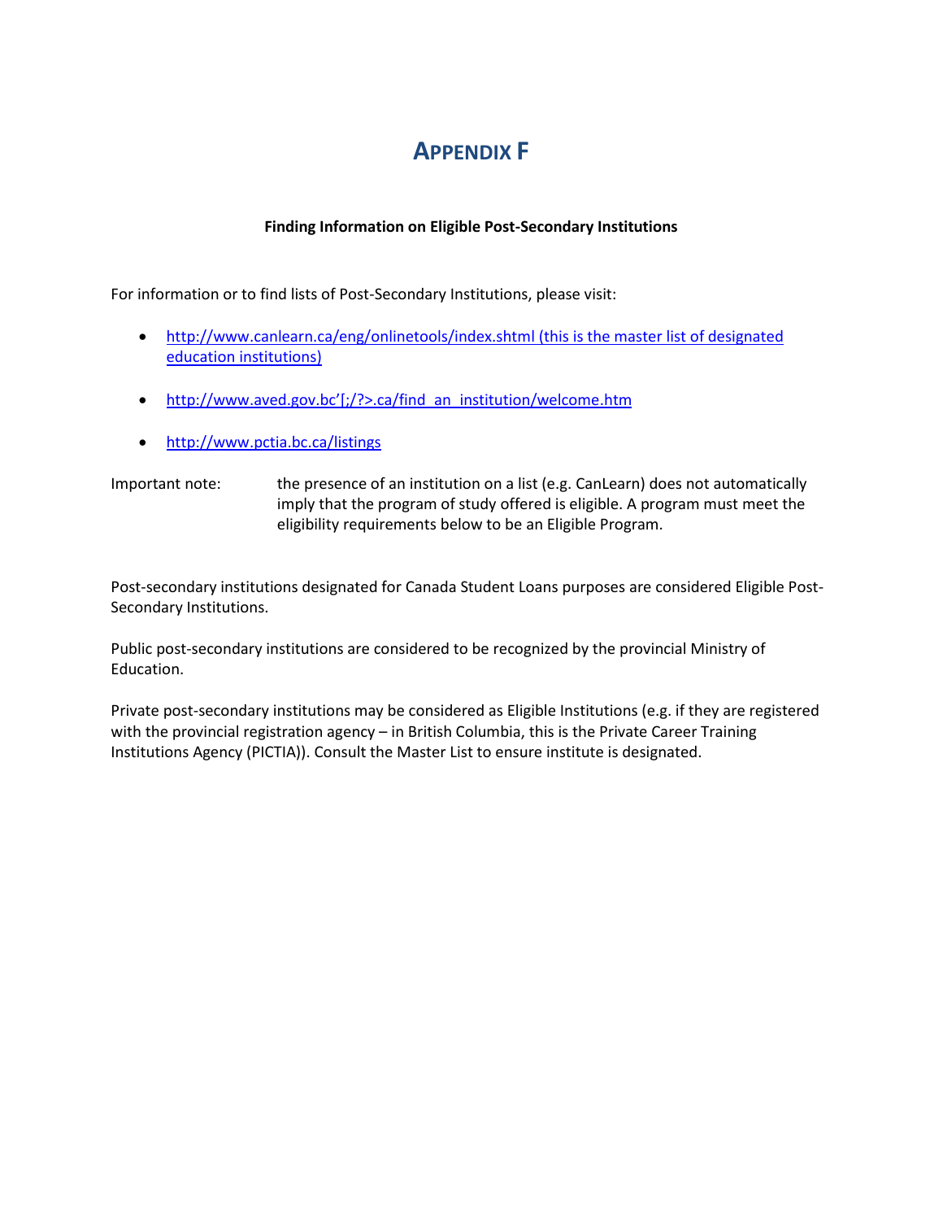# APPENDIX F

**Finding Information on Eligible Post-Secondary Institutions**

For information or to find lists of Post-Secondary Institutions, please visit:

- http://www.canlearn.ca/eng/onlinetools/index.shtml (this is the master list of designated education institutions)
- http://www.aved.gov.bc'[;/?>.ca/find_an_institution/welcome.htm
- http://www.pctia.bc.ca/listings

Important note: the presence of an institution on a list (e.g. CanLearn) does not automatically imply that the program of study offered is eligible. A program must meet the eligibility requirements below to be an Eligible Program.

Post-secondary institutions designated for Canada Student Loans purposes are considered Eligible Post-Secondary Institutions.

Public post-secondary institutions are considered to be recognized by the provincial Ministry of Education.

Private post-secondary institutions may be considered as Eligible Institutions (e.g. if they are registered with the provincial registration agency – in British Columbia, this is the Private Career Training Institutions Agency (PICTIA)). Consult the Master List to ensure institute is designated.